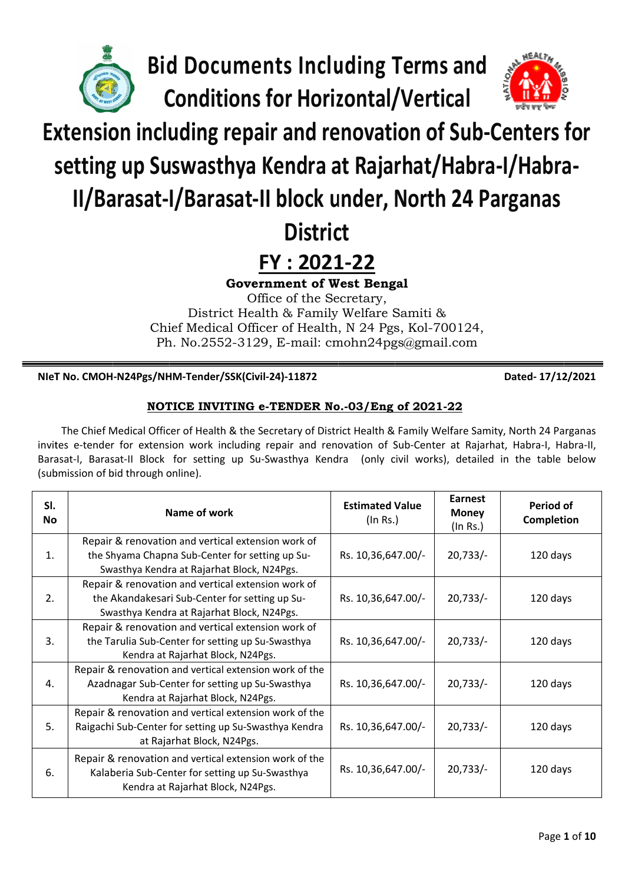# Bid Documents Including Terms and Conditions for Horizontal/Vertical Extension including repair and renovation of Sub-Centers for setting up Suswasthya Kendra at Rajarhat/Habra-I/Habra-II/Barasat-I/Barasat-II block under, North 24 Parganas District

## FY : 2021-22

**Government of West Bengal**
Office of the Secretary,
District Health & Family Welfare Samiti &
Chief Medical Officer of Health, N 24 Pgs, Kol-700124,
Ph. No.2552-3129, E-mail: cmohn24pgs@gmail.com

**NIeT No. CMOH-N24Pgs/NHM-Tender/SSK(Civil-24)-11872** **Dated- 17/12/2021**

### NOTICE INVITING e-TENDER No.-03/Eng of 2021-22

The Chief Medical Officer of Health & the Secretary of District Health & Family Welfare Samity, North 24 Parganas invites e-tender for extension work including repair and renovation of Sub-Center at Rajarhat, Habra-I, Habra-II, Barasat-I, Barasat-II Block for setting up Su-Swasthya Kendra (only civil works), detailed in the table below (submission of bid through online).

| Sl. No | Name of work | Estimated Value (In Rs.) | Earnest Money (In Rs.) | Period of Completion |
|---|---|---|---|---|
| 1. | Repair & renovation and vertical extension work of the Shyama Chapna Sub-Center for setting up Su-Swasthya Kendra at Rajarhat Block, N24Pgs. | Rs. 10,36,647.00/- | 20,733/- | 120 days |
| 2. | Repair & renovation and vertical extension work of the Akandakesari Sub-Center for setting up Su-Swasthya Kendra at Rajarhat Block, N24Pgs. | Rs. 10,36,647.00/- | 20,733/- | 120 days |
| 3. | Repair & renovation and vertical extension work of the Tarulia Sub-Center for setting up Su-Swasthya Kendra at Rajarhat Block, N24Pgs. | Rs. 10,36,647.00/- | 20,733/- | 120 days |
| 4. | Repair & renovation and vertical extension work of the Azadnagar Sub-Center for setting up Su-Swasthya Kendra at Rajarhat Block, N24Pgs. | Rs. 10,36,647.00/- | 20,733/- | 120 days |
| 5. | Repair & renovation and vertical extension work of the Raigachi Sub-Center for setting up Su-Swasthya Kendra at Rajarhat Block, N24Pgs. | Rs. 10,36,647.00/- | 20,733/- | 120 days |
| 6. | Repair & renovation and vertical extension work of the Kalaberia Sub-Center for setting up Su-Swasthya Kendra at Rajarhat Block, N24Pgs. | Rs. 10,36,647.00/- | 20,733/- | 120 days |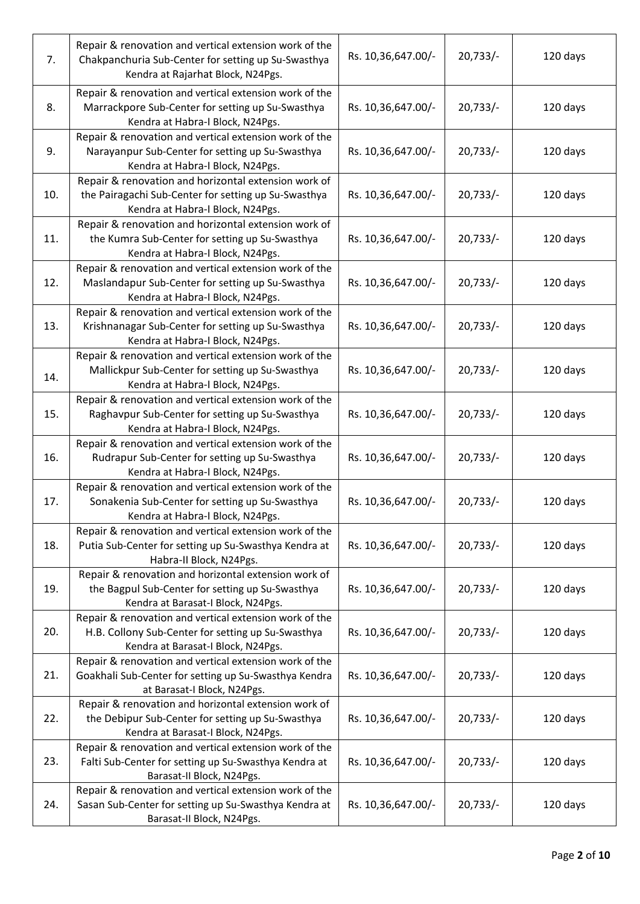| 7. | Repair & renovation and vertical extension work of the Chakpanchuria Sub-Center for setting up Su-Swasthya Kendra at Rajarhat Block, N24Pgs. | Rs. 10,36,647.00/- | 20,733/- | 120 days |
|---|---|---|---|---|
| 8. | Repair & renovation and vertical extension work of the Marrackpore Sub-Center for setting up Su-Swasthya Kendra at Habra-I Block, N24Pgs. | Rs. 10,36,647.00/- | 20,733/- | 120 days |
| 9. | Repair & renovation and vertical extension work of the Narayanpur Sub-Center for setting up Su-Swasthya Kendra at Habra-I Block, N24Pgs. | Rs. 10,36,647.00/- | 20,733/- | 120 days |
| 10. | Repair & renovation and horizontal extension work of the Pairagachi Sub-Center for setting up Su-Swasthya Kendra at Habra-I Block, N24Pgs. | Rs. 10,36,647.00/- | 20,733/- | 120 days |
| 11. | Repair & renovation and horizontal extension work of the Kumra Sub-Center for setting up Su-Swasthya Kendra at Habra-I Block, N24Pgs. | Rs. 10,36,647.00/- | 20,733/- | 120 days |
| 12. | Repair & renovation and vertical extension work of the Maslandapur Sub-Center for setting up Su-Swasthya Kendra at Habra-I Block, N24Pgs. | Rs. 10,36,647.00/- | 20,733/- | 120 days |
| 13. | Repair & renovation and vertical extension work of the Krishnanagar Sub-Center for setting up Su-Swasthya Kendra at Habra-I Block, N24Pgs. | Rs. 10,36,647.00/- | 20,733/- | 120 days |
| 14. | Repair & renovation and vertical extension work of the Mallickpur Sub-Center for setting up Su-Swasthya Kendra at Habra-I Block, N24Pgs. | Rs. 10,36,647.00/- | 20,733/- | 120 days |
| 15. | Repair & renovation and vertical extension work of the Raghavpur Sub-Center for setting up Su-Swasthya Kendra at Habra-I Block, N24Pgs. | Rs. 10,36,647.00/- | 20,733/- | 120 days |
| 16. | Repair & renovation and vertical extension work of the Rudrapur Sub-Center for setting up Su-Swasthya Kendra at Habra-I Block, N24Pgs. | Rs. 10,36,647.00/- | 20,733/- | 120 days |
| 17. | Repair & renovation and vertical extension work of the Sonakenia Sub-Center for setting up Su-Swasthya Kendra at Habra-I Block, N24Pgs. | Rs. 10,36,647.00/- | 20,733/- | 120 days |
| 18. | Repair & renovation and vertical extension work of the Putia Sub-Center for setting up Su-Swasthya Kendra at Habra-II Block, N24Pgs. | Rs. 10,36,647.00/- | 20,733/- | 120 days |
| 19. | Repair & renovation and horizontal extension work of the Bagpul Sub-Center for setting up Su-Swasthya Kendra at Barasat-I Block, N24Pgs. | Rs. 10,36,647.00/- | 20,733/- | 120 days |
| 20. | Repair & renovation and vertical extension work of the H.B. Collony Sub-Center for setting up Su-Swasthya Kendra at Barasat-I Block, N24Pgs. | Rs. 10,36,647.00/- | 20,733/- | 120 days |
| 21. | Repair & renovation and vertical extension work of the Goakhali Sub-Center for setting up Su-Swasthya Kendra at Barasat-I Block, N24Pgs. | Rs. 10,36,647.00/- | 20,733/- | 120 days |
| 22. | Repair & renovation and horizontal extension work of the Debipur Sub-Center for setting up Su-Swasthya Kendra at Barasat-I Block, N24Pgs. | Rs. 10,36,647.00/- | 20,733/- | 120 days |
| 23. | Repair & renovation and vertical extension work of the Falti Sub-Center for setting up Su-Swasthya Kendra at Barasat-II Block, N24Pgs. | Rs. 10,36,647.00/- | 20,733/- | 120 days |
| 24. | Repair & renovation and vertical extension work of the Sasan Sub-Center for setting up Su-Swasthya Kendra at Barasat-II Block, N24Pgs. | Rs. 10,36,647.00/- | 20,733/- | 120 days |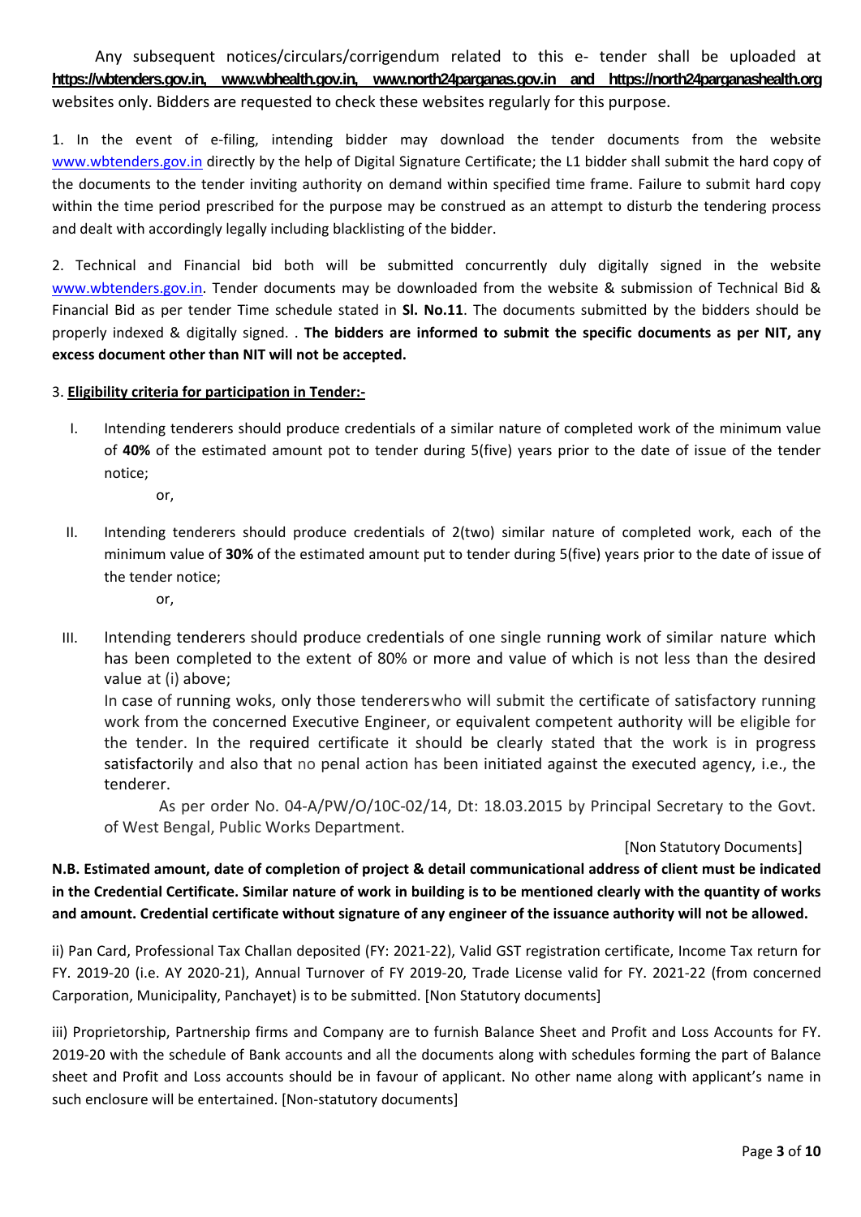Any subsequent notices/circulars/corrigendum related to this e- tender shall be uploaded at **https://wbtenders.gov.in, www.wbhealth.gov.in, www.north24parganas.gov.in and https://north24parganashealth.org** websites only. Bidders are requested to check these websites regularly for this purpose.

1. In the event of e-filing, intending bidder may download the tender documents from the website www.wbtenders.gov.in directly by the help of Digital Signature Certificate; the L1 bidder shall submit the hard copy of the documents to the tender inviting authority on demand within specified time frame. Failure to submit hard copy within the time period prescribed for the purpose may be construed as an attempt to disturb the tendering process and dealt with accordingly legally including blacklisting of the bidder.

2. Technical and Financial bid both will be submitted concurrently duly digitally signed in the website www.wbtenders.gov.in. Tender documents may be downloaded from the website & submission of Technical Bid & Financial Bid as per tender Time schedule stated in **Sl. No.11**. The documents submitted by the bidders should be properly indexed & digitally signed. . **The bidders are informed to submit the specific documents as per NIT, any excess document other than NIT will not be accepted.**

3. **Eligibility criteria for participation in Tender:-**

I. Intending tenderers should produce credentials of a similar nature of completed work of the minimum value of **40%** of the estimated amount pot to tender during 5(five) years prior to the date of issue of the tender notice;

   or,

II. Intending tenderers should produce credentials of 2(two) similar nature of completed work, each of the minimum value of **30%** of the estimated amount put to tender during 5(five) years prior to the date of issue of the tender notice;

   or,

III. Intending tenderers should produce credentials of one single running work of similar nature which has been completed to the extent of 80% or more and value of which is not less than the desired value at (i) above;

   In case of running woks, only those tenderers who will submit the certificate of satisfactory running work from the concerned Executive Engineer, or equivalent competent authority will be eligible for the tender. In the required certificate it should be clearly stated that the work is in progress satisfactorily and also that no penal action has been initiated against the executed agency, i.e., the tenderer.

   As per order No. 04-A/PW/O/10C-02/14, Dt: 18.03.2015 by Principal Secretary to the Govt. of West Bengal, Public Works Department.

[Non Statutory Documents]

**N.B. Estimated amount, date of completion of project & detail communicational address of client must be indicated in the Credential Certificate. Similar nature of work in building is to be mentioned clearly with the quantity of works and amount. Credential certificate without signature of any engineer of the issuance authority will not be allowed.**

ii) Pan Card, Professional Tax Challan deposited (FY: 2021-22), Valid GST registration certificate, Income Tax return for FY. 2019-20 (i.e. AY 2020-21), Annual Turnover of FY 2019-20, Trade License valid for FY. 2021-22 (from concerned Carporation, Municipality, Panchayet) is to be submitted. [Non Statutory documents]

iii) Proprietorship, Partnership firms and Company are to furnish Balance Sheet and Profit and Loss Accounts for FY. 2019-20 with the schedule of Bank accounts and all the documents along with schedules forming the part of Balance sheet and Profit and Loss accounts should be in favour of applicant. No other name along with applicant's name in such enclosure will be entertained. [Non-statutory documents]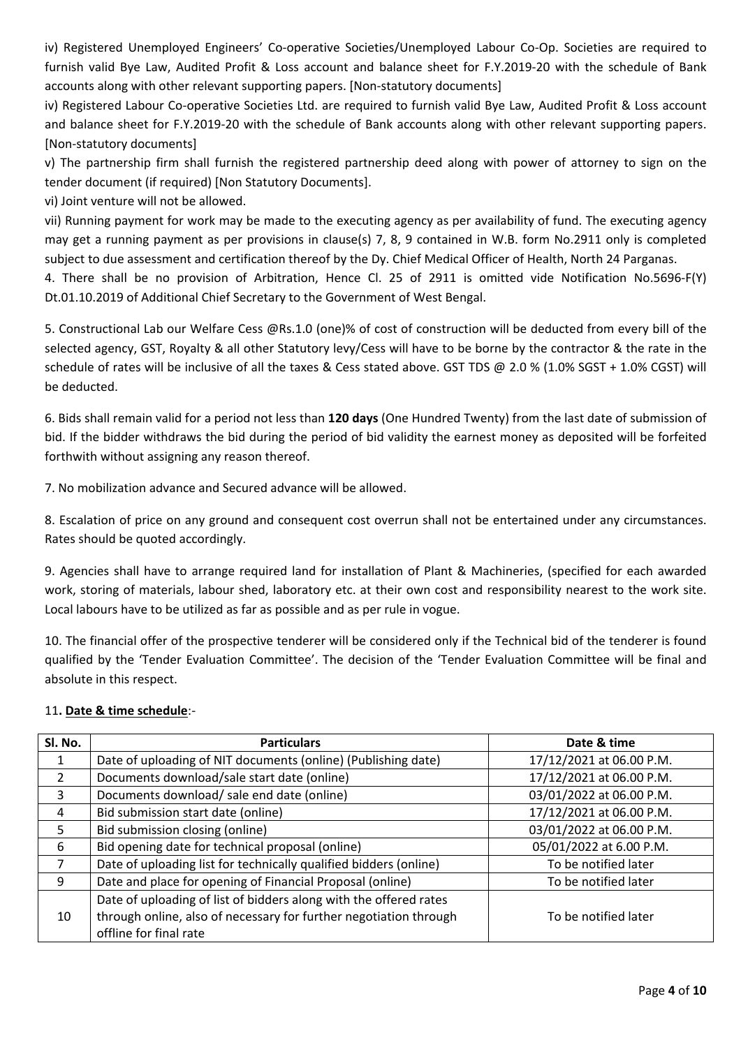iv) Registered Unemployed Engineers' Co-operative Societies/Unemployed Labour Co-Op. Societies are required to furnish valid Bye Law, Audited Profit & Loss account and balance sheet for F.Y.2019-20 with the schedule of Bank accounts along with other relevant supporting papers. [Non-statutory documents]

iv) Registered Labour Co-operative Societies Ltd. are required to furnish valid Bye Law, Audited Profit & Loss account and balance sheet for F.Y.2019-20 with the schedule of Bank accounts along with other relevant supporting papers. [Non-statutory documents]

v) The partnership firm shall furnish the registered partnership deed along with power of attorney to sign on the tender document (if required) [Non Statutory Documents].

vi) Joint venture will not be allowed.

vii) Running payment for work may be made to the executing agency as per availability of fund. The executing agency may get a running payment as per provisions in clause(s) 7, 8, 9 contained in W.B. form No.2911 only is completed subject to due assessment and certification thereof by the Dy. Chief Medical Officer of Health, North 24 Parganas.

4. There shall be no provision of Arbitration, Hence Cl. 25 of 2911 is omitted vide Notification No.5696-F(Y) Dt.01.10.2019 of Additional Chief Secretary to the Government of West Bengal.

5. Constructional Lab our Welfare Cess @Rs.1.0 (one)% of cost of construction will be deducted from every bill of the selected agency, GST, Royalty & all other Statutory levy/Cess will have to be borne by the contractor & the rate in the schedule of rates will be inclusive of all the taxes & Cess stated above. GST TDS @ 2.0 % (1.0% SGST + 1.0% CGST) will be deducted.

6. Bids shall remain valid for a period not less than **120 days** (One Hundred Twenty) from the last date of submission of bid. If the bidder withdraws the bid during the period of bid validity the earnest money as deposited will be forfeited forthwith without assigning any reason thereof.

7. No mobilization advance and Secured advance will be allowed.

8. Escalation of price on any ground and consequent cost overrun shall not be entertained under any circumstances. Rates should be quoted accordingly.

9. Agencies shall have to arrange required land for installation of Plant & Machineries, (specified for each awarded work, storing of materials, labour shed, laboratory etc. at their own cost and responsibility nearest to the work site. Local labours have to be utilized as far as possible and as per rule in vogue.

10. The financial offer of the prospective tenderer will be considered only if the Technical bid of the tenderer is found qualified by the 'Tender Evaluation Committee'. The decision of the 'Tender Evaluation Committee will be final and absolute in this respect.

11**. Date & time schedule**:-

| Sl. No. | Particulars | Date & time |
|---|---|---|
| 1 | Date of uploading of NIT documents (online) (Publishing date) | 17/12/2021 at 06.00 P.M. |
| 2 | Documents download/sale start date (online) | 17/12/2021 at 06.00 P.M. |
| 3 | Documents download/ sale end date (online) | 03/01/2022 at 06.00 P.M. |
| 4 | Bid submission start date (online) | 17/12/2021 at 06.00 P.M. |
| 5 | Bid submission closing (online) | 03/01/2022 at 06.00 P.M. |
| 6 | Bid opening date for technical proposal (online) | 05/01/2022 at 6.00 P.M. |
| 7 | Date of uploading list for technically qualified bidders (online) | To be notified later |
| 9 | Date and place for opening of Financial Proposal (online) | To be notified later |
| 10 | Date of uploading of list of bidders along with the offered rates through online, also of necessary for further negotiation through offline for final rate | To be notified later |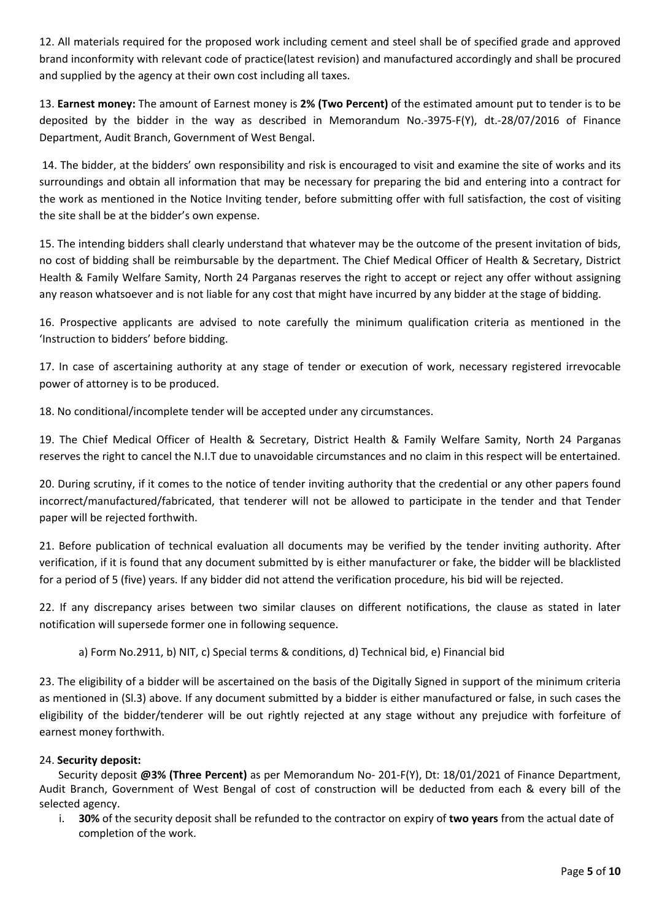12. All materials required for the proposed work including cement and steel shall be of specified grade and approved brand inconformity with relevant code of practice(latest revision) and manufactured accordingly and shall be procured and supplied by the agency at their own cost including all taxes.

13. **Earnest money:** The amount of Earnest money is **2% (Two Percent)** of the estimated amount put to tender is to be deposited by the bidder in the way as described in Memorandum No.-3975-F(Y), dt.-28/07/2016 of Finance Department, Audit Branch, Government of West Bengal.

14. The bidder, at the bidders' own responsibility and risk is encouraged to visit and examine the site of works and its surroundings and obtain all information that may be necessary for preparing the bid and entering into a contract for the work as mentioned in the Notice Inviting tender, before submitting offer with full satisfaction, the cost of visiting the site shall be at the bidder's own expense.

15. The intending bidders shall clearly understand that whatever may be the outcome of the present invitation of bids, no cost of bidding shall be reimbursable by the department. The Chief Medical Officer of Health & Secretary, District Health & Family Welfare Samity, North 24 Parganas reserves the right to accept or reject any offer without assigning any reason whatsoever and is not liable for any cost that might have incurred by any bidder at the stage of bidding.

16. Prospective applicants are advised to note carefully the minimum qualification criteria as mentioned in the 'Instruction to bidders' before bidding.

17. In case of ascertaining authority at any stage of tender or execution of work, necessary registered irrevocable power of attorney is to be produced.

18. No conditional/incomplete tender will be accepted under any circumstances.

19. The Chief Medical Officer of Health & Secretary, District Health & Family Welfare Samity, North 24 Parganas reserves the right to cancel the N.I.T due to unavoidable circumstances and no claim in this respect will be entertained.

20. During scrutiny, if it comes to the notice of tender inviting authority that the credential or any other papers found incorrect/manufactured/fabricated, that tenderer will not be allowed to participate in the tender and that Tender paper will be rejected forthwith.

21. Before publication of technical evaluation all documents may be verified by the tender inviting authority. After verification, if it is found that any document submitted by is either manufacturer or fake, the bidder will be blacklisted for a period of 5 (five) years. If any bidder did not attend the verification procedure, his bid will be rejected.

22. If any discrepancy arises between two similar clauses on different notifications, the clause as stated in later notification will supersede former one in following sequence.

a) Form No.2911, b) NIT, c) Special terms & conditions, d) Technical bid, e) Financial bid

23. The eligibility of a bidder will be ascertained on the basis of the Digitally Signed in support of the minimum criteria as mentioned in (Sl.3) above. If any document submitted by a bidder is either manufactured or false, in such cases the eligibility of the bidder/tenderer will be out rightly rejected at any stage without any prejudice with forfeiture of earnest money forthwith.

24. **Security deposit:**

Security deposit **@3% (Three Percent)** as per Memorandum No- 201-F(Y), Dt: 18/01/2021 of Finance Department, Audit Branch, Government of West Bengal of cost of construction will be deducted from each & every bill of the selected agency.

i. **30%** of the security deposit shall be refunded to the contractor on expiry of **two years** from the actual date of completion of the work.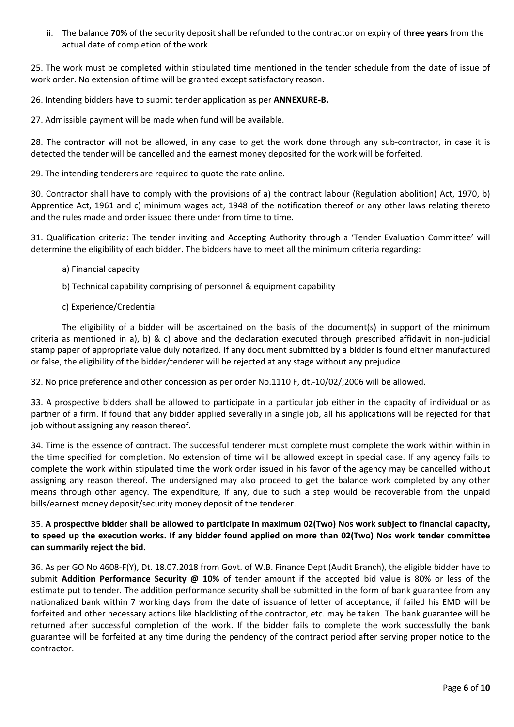ii. The balance **70%** of the security deposit shall be refunded to the contractor on expiry of **three years** from the actual date of completion of the work.

25. The work must be completed within stipulated time mentioned in the tender schedule from the date of issue of work order. No extension of time will be granted except satisfactory reason.

26. Intending bidders have to submit tender application as per **ANNEXURE-B.**

27. Admissible payment will be made when fund will be available.

28. The contractor will not be allowed, in any case to get the work done through any sub-contractor, in case it is detected the tender will be cancelled and the earnest money deposited for the work will be forfeited.

29. The intending tenderers are required to quote the rate online.

30. Contractor shall have to comply with the provisions of a) the contract labour (Regulation abolition) Act, 1970, b) Apprentice Act, 1961 and c) minimum wages act, 1948 of the notification thereof or any other laws relating thereto and the rules made and order issued there under from time to time.

31. Qualification criteria: The tender inviting and Accepting Authority through a 'Tender Evaluation Committee' will determine the eligibility of each bidder. The bidders have to meet all the minimum criteria regarding:

a) Financial capacity

b) Technical capability comprising of personnel & equipment capability

c) Experience/Credential

The eligibility of a bidder will be ascertained on the basis of the document(s) in support of the minimum criteria as mentioned in a), b) & c) above and the declaration executed through prescribed affidavit in non-judicial stamp paper of appropriate value duly notarized. If any document submitted by a bidder is found either manufactured or false, the eligibility of the bidder/tenderer will be rejected at any stage without any prejudice.

32. No price preference and other concession as per order No.1110 F, dt.-10/02/;2006 will be allowed.

33. A prospective bidders shall be allowed to participate in a particular job either in the capacity of individual or as partner of a firm. If found that any bidder applied severally in a single job, all his applications will be rejected for that job without assigning any reason thereof.

34. Time is the essence of contract. The successful tenderer must complete must complete the work within within in the time specified for completion. No extension of time will be allowed except in special case. If any agency fails to complete the work within stipulated time the work order issued in his favor of the agency may be cancelled without assigning any reason thereof. The undersigned may also proceed to get the balance work completed by any other means through other agency. The expenditure, if any, due to such a step would be recoverable from the unpaid bills/earnest money deposit/security money deposit of the tenderer.

35. **A prospective bidder shall be allowed to participate in maximum 02(Two) Nos work subject to financial capacity, to speed up the execution works. If any bidder found applied on more than 02(Two) Nos work tender committee can summarily reject the bid.**

36. As per GO No 4608-F(Y), Dt. 18.07.2018 from Govt. of W.B. Finance Dept.(Audit Branch), the eligible bidder have to submit **Addition Performance Security @ 10%** of tender amount if the accepted bid value is 80% or less of the estimate put to tender. The addition performance security shall be submitted in the form of bank guarantee from any nationalized bank within 7 working days from the date of issuance of letter of acceptance, if failed his EMD will be forfeited and other necessary actions like blacklisting of the contractor, etc. may be taken. The bank guarantee will be returned after successful completion of the work. If the bidder fails to complete the work successfully the bank guarantee will be forfeited at any time during the pendency of the contract period after serving proper notice to the contractor.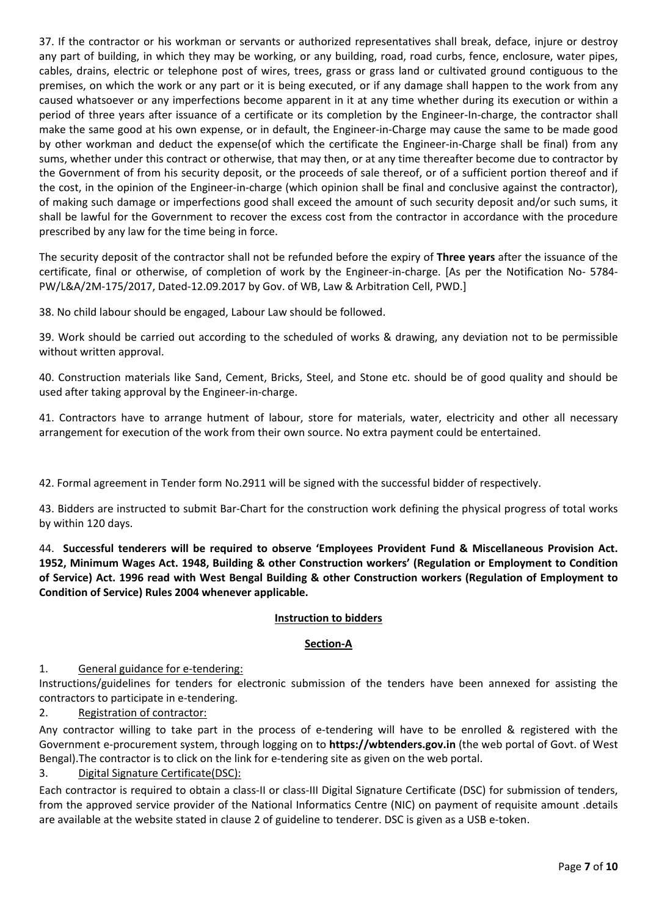37. If the contractor or his workman or servants or authorized representatives shall break, deface, injure or destroy any part of building, in which they may be working, or any building, road, road curbs, fence, enclosure, water pipes, cables, drains, electric or telephone post of wires, trees, grass or grass land or cultivated ground contiguous to the premises, on which the work or any part or it is being executed, or if any damage shall happen to the work from any caused whatsoever or any imperfections become apparent in it at any time whether during its execution or within a period of three years after issuance of a certificate or its completion by the Engineer-In-charge, the contractor shall make the same good at his own expense, or in default, the Engineer-in-Charge may cause the same to be made good by other workman and deduct the expense(of which the certificate the Engineer-in-Charge shall be final) from any sums, whether under this contract or otherwise, that may then, or at any time thereafter become due to contractor by the Government of from his security deposit, or the proceeds of sale thereof, or of a sufficient portion thereof and if the cost, in the opinion of the Engineer-in-charge (which opinion shall be final and conclusive against the contractor), of making such damage or imperfections good shall exceed the amount of such security deposit and/or such sums, it shall be lawful for the Government to recover the excess cost from the contractor in accordance with the procedure prescribed by any law for the time being in force.

The security deposit of the contractor shall not be refunded before the expiry of **Three years** after the issuance of the certificate, final or otherwise, of completion of work by the Engineer-in-charge. [As per the Notification No- 5784-PW/L&A/2M-175/2017, Dated-12.09.2017 by Gov. of WB, Law & Arbitration Cell, PWD.]

38. No child labour should be engaged, Labour Law should be followed.

39. Work should be carried out according to the scheduled of works & drawing, any deviation not to be permissible without written approval.

40. Construction materials like Sand, Cement, Bricks, Steel, and Stone etc. should be of good quality and should be used after taking approval by the Engineer-in-charge.

41. Contractors have to arrange hutment of labour, store for materials, water, electricity and other all necessary arrangement for execution of the work from their own source. No extra payment could be entertained.

42. Formal agreement in Tender form No.2911 will be signed with the successful bidder of respectively.

43. Bidders are instructed to submit Bar-Chart for the construction work defining the physical progress of total works by within 120 days.

44. **Successful tenderers will be required to observe 'Employees Provident Fund & Miscellaneous Provision Act. 1952, Minimum Wages Act. 1948, Building & other Construction workers' (Regulation or Employment to Condition of Service) Act. 1996 read with West Bengal Building & other Construction workers (Regulation of Employment to Condition of Service) Rules 2004 whenever applicable.**

## Instruction to bidders

### Section-A

1. General guidance for e-tendering:

Instructions/guidelines for tenders for electronic submission of the tenders have been annexed for assisting the contractors to participate in e-tendering.

2. Registration of contractor:

Any contractor willing to take part in the process of e-tendering will have to be enrolled & registered with the Government e-procurement system, through logging on to **https://wbtenders.gov.in** (the web portal of Govt. of West Bengal).The contractor is to click on the link for e-tendering site as given on the web portal.

3. Digital Signature Certificate(DSC):

Each contractor is required to obtain a class-II or class-III Digital Signature Certificate (DSC) for submission of tenders, from the approved service provider of the National Informatics Centre (NIC) on payment of requisite amount .details are available at the website stated in clause 2 of guideline to tenderer. DSC is given as a USB e-token.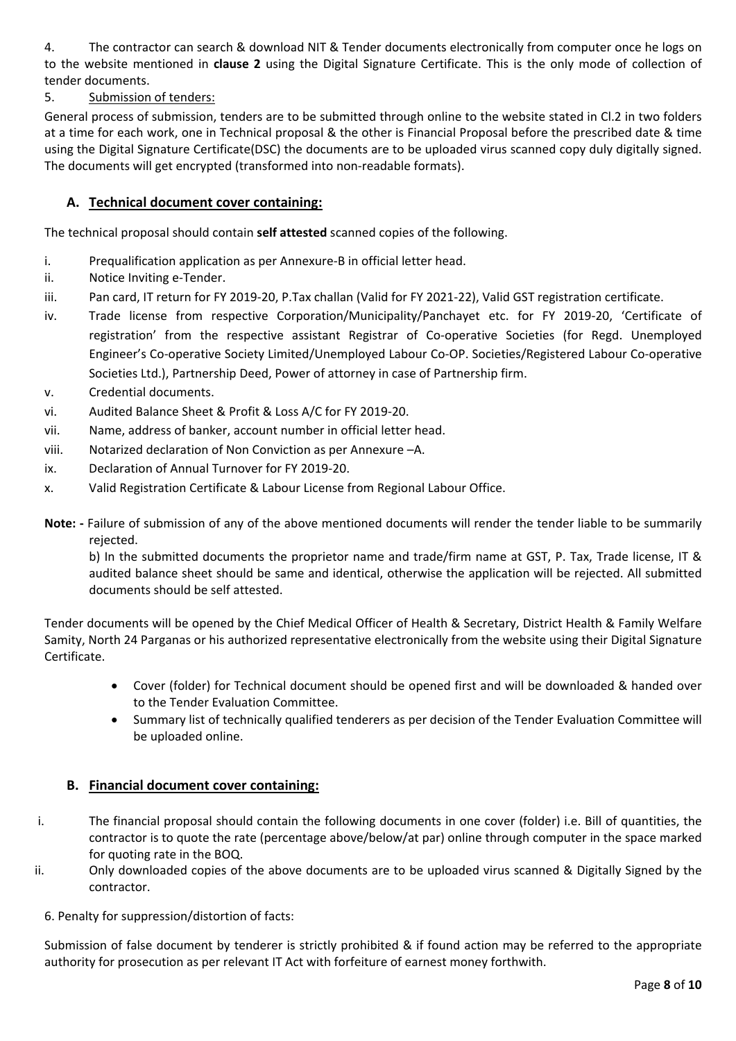4. The contractor can search & download NIT & Tender documents electronically from computer once he logs on to the website mentioned in **clause 2** using the Digital Signature Certificate. This is the only mode of collection of tender documents.

5. Submission of tenders:

General process of submission, tenders are to be submitted through online to the website stated in Cl.2 in two folders at a time for each work, one in Technical proposal & the other is Financial Proposal before the prescribed date & time using the Digital Signature Certificate(DSC) the documents are to be uploaded virus scanned copy duly digitally signed. The documents will get encrypted (transformed into non-readable formats).

### A. Technical document cover containing:

The technical proposal should contain **self attested** scanned copies of the following.

i. Prequalification application as per Annexure-B in official letter head.

ii. Notice Inviting e-Tender.

iii. Pan card, IT return for FY 2019-20, P.Tax challan (Valid for FY 2021-22), Valid GST registration certificate.

iv. Trade license from respective Corporation/Municipality/Panchayet etc. for FY 2019-20, 'Certificate of registration' from the respective assistant Registrar of Co-operative Societies (for Regd. Unemployed Engineer's Co-operative Society Limited/Unemployed Labour Co-OP. Societies/Registered Labour Co-operative Societies Ltd.), Partnership Deed, Power of attorney in case of Partnership firm.

v. Credential documents.

vi. Audited Balance Sheet & Profit & Loss A/C for FY 2019-20.

vii. Name, address of banker, account number in official letter head.

viii. Notarized declaration of Non Conviction as per Annexure –A.

ix. Declaration of Annual Turnover for FY 2019-20.

x. Valid Registration Certificate & Labour License from Regional Labour Office.

**Note: -** Failure of submission of any of the above mentioned documents will render the tender liable to be summarily rejected.

b) In the submitted documents the proprietor name and trade/firm name at GST, P. Tax, Trade license, IT & audited balance sheet should be same and identical, otherwise the application will be rejected. All submitted documents should be self attested.

Tender documents will be opened by the Chief Medical Officer of Health & Secretary, District Health & Family Welfare Samity, North 24 Parganas or his authorized representative electronically from the website using their Digital Signature Certificate.

- Cover (folder) for Technical document should be opened first and will be downloaded & handed over to the Tender Evaluation Committee.
- Summary list of technically qualified tenderers as per decision of the Tender Evaluation Committee will be uploaded online.

### B. Financial document cover containing:

i. The financial proposal should contain the following documents in one cover (folder) i.e. Bill of quantities, the contractor is to quote the rate (percentage above/below/at par) online through computer in the space marked for quoting rate in the BOQ.

ii. Only downloaded copies of the above documents are to be uploaded virus scanned & Digitally Signed by the contractor.

6. Penalty for suppression/distortion of facts:

Submission of false document by tenderer is strictly prohibited & if found action may be referred to the appropriate authority for prosecution as per relevant IT Act with forfeiture of earnest money forthwith.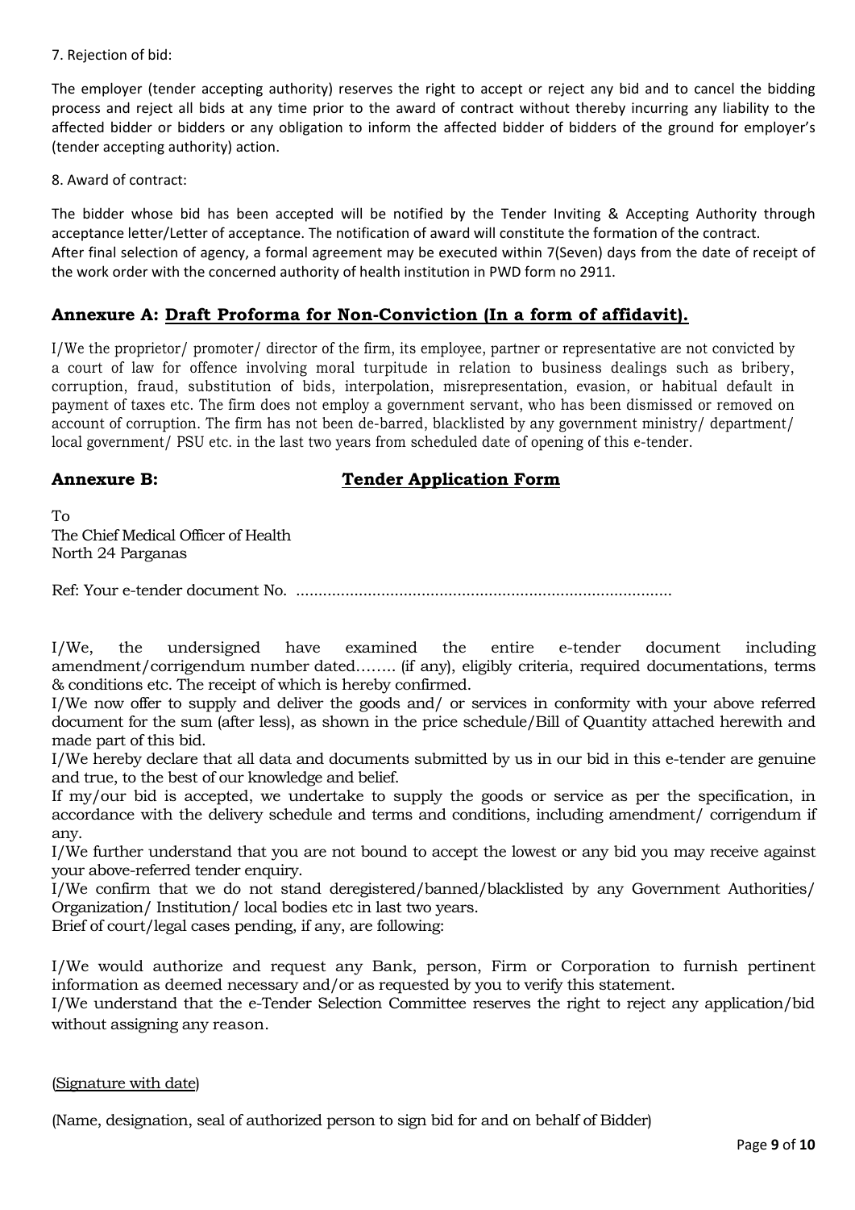7. Rejection of bid:

The employer (tender accepting authority) reserves the right to accept or reject any bid and to cancel the bidding process and reject all bids at any time prior to the award of contract without thereby incurring any liability to the affected bidder or bidders or any obligation to inform the affected bidder of bidders of the ground for employer's (tender accepting authority) action.

8. Award of contract:

The bidder whose bid has been accepted will be notified by the Tender Inviting & Accepting Authority through acceptance letter/Letter of acceptance. The notification of award will constitute the formation of the contract.
After final selection of agency, a formal agreement may be executed within 7(Seven) days from the date of receipt of the work order with the concerned authority of health institution in PWD form no 2911.

## Annexure A: Draft Proforma for Non-Conviction (In a form of affidavit).

I/We the proprietor/ promoter/ director of the firm, its employee, partner or representative are not convicted by a court of law for offence involving moral turpitude in relation to business dealings such as bribery, corruption, fraud, substitution of bids, interpolation, misrepresentation, evasion, or habitual default in payment of taxes etc. The firm does not employ a government servant, who has been dismissed or removed on account of corruption. The firm has not been de-barred, blacklisted by any government ministry/ department/ local government/ PSU etc. in the last two years from scheduled date of opening of this e-tender.

## Annexure B: Tender Application Form

To
The Chief Medical Officer of Health
North 24 Parganas

Ref: Your e-tender document No. .....................................................................................

I/We, the undersigned have examined the entire e-tender document including amendment/corrigendum number dated…….. (if any), eligibly criteria, required documentations, terms & conditions etc. The receipt of which is hereby confirmed.
I/We now offer to supply and deliver the goods and/ or services in conformity with your above referred document for the sum (after less), as shown in the price schedule/Bill of Quantity attached herewith and made part of this bid.
I/We hereby declare that all data and documents submitted by us in our bid in this e-tender are genuine and true, to the best of our knowledge and belief.
If my/our bid is accepted, we undertake to supply the goods or service as per the specification, in accordance with the delivery schedule and terms and conditions, including amendment/ corrigendum if any.
I/We further understand that you are not bound to accept the lowest or any bid you may receive against your above-referred tender enquiry.
I/We confirm that we do not stand deregistered/banned/blacklisted by any Government Authorities/ Organization/ Institution/ local bodies etc in last two years.
Brief of court/legal cases pending, if any, are following:

I/We would authorize and request any Bank, person, Firm or Corporation to furnish pertinent information as deemed necessary and/or as requested by you to verify this statement.
I/We understand that the e-Tender Selection Committee reserves the right to reject any application/bid without assigning any reason.

(Signature with date)

(Name, designation, seal of authorized person to sign bid for and on behalf of Bidder)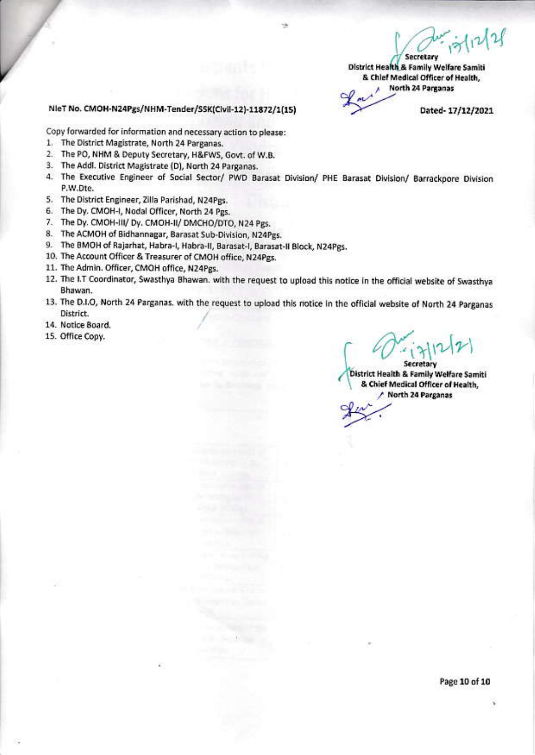Secretary
District Health & Family Welfare Samiti
& Chief Medical Officer of Health,
North 24 Parganas

NIeT No. CMOH-N24Pgs/NHM-Tender/SSK(Civil-12)-11872/1(15)

Dated- 17/12/2021

Copy forwarded for information and necessary action to please:

1. The District Magistrate, North 24 Parganas.
2. The PO, NHM & Deputy Secretary, H&FWS, Govt. of W.B.
3. The Addl. District Magistrate (D), North 24 Parganas.
4. The Executive Engineer of Social Sector/ PWD Barasat Division/ PHE Barasat Division/ Barrackpore Division P.W.Dte.
5. The District Engineer, Zilla Parishad, N24Pgs.
6. The Dy. CMOH-I, Nodal Officer, North 24 Pgs.
7. The Dy. CMOH-III/ Dy. CMOH-II/ DMCHO/DTO, N24 Pgs.
8. The ACMOH of Bidhannagar, Barasat Sub-Division, N24Pgs.
9. The BMOH of Rajarhat, Habra-I, Habra-II, Barasat-I, Barasat-II Block, N24Pgs.
10. The Account Officer & Treasurer of CMOH office, N24Pgs.
11. The Admin. Officer, CMOH office, N24Pgs.
12. The I.T Coordinator, Swasthya Bhawan. with the request to upload this notice in the official website of Swasthya Bhawan.
13. The D.I.O, North 24 Parganas. with the request to upload this notice in the official website of North 24 Parganas District.
14. Notice Board.
15. Office Copy.

Secretary
District Health & Family Welfare Samiti
& Chief Medical Officer of Health,
North 24 Parganas